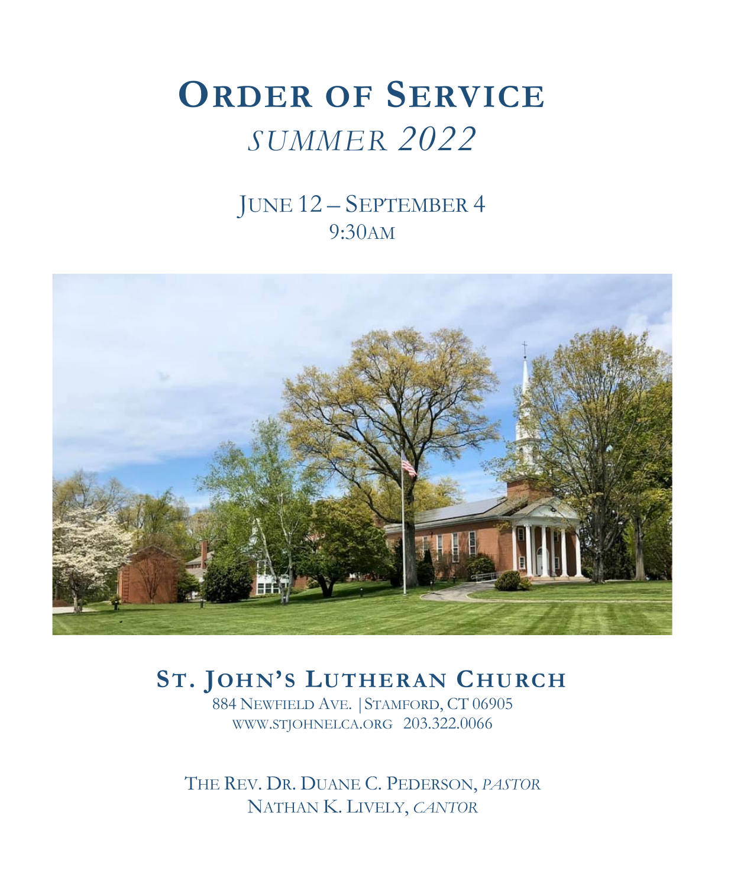# ORDER OF SERVICE

## *SUMMER 2022*

JUNE 12 – SEPTEMBER 4
9:30AM

## ST. JOHN'S LUTHERAN CHURCH

884 NEWFIELD AVE. | STAMFORD, CT 06905
WWW.STJOHNELCA.ORG 203.322.0066

THE REV. DR. DUANE C. PEDERSON, *PASTOR*
NATHAN K. LIVELY, *CANTOR*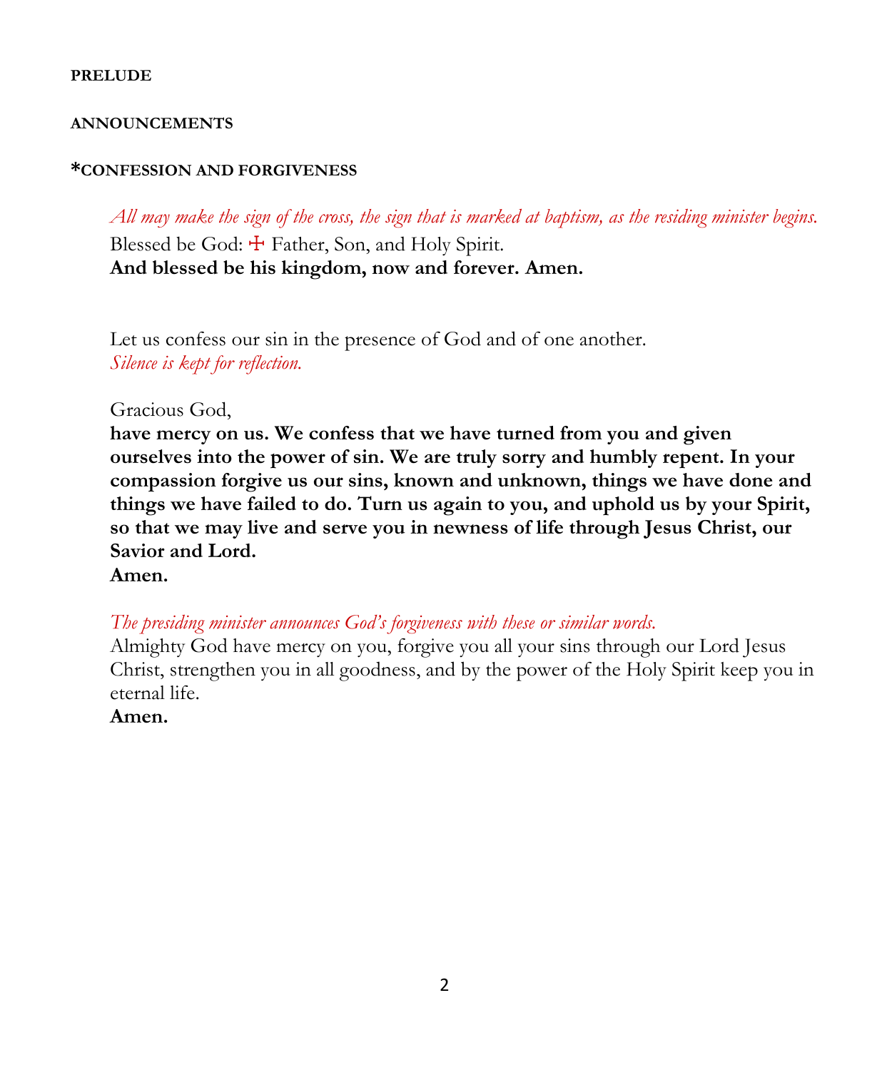**PRELUDE**

**ANNOUNCEMENTS**

***CONFESSION AND FORGIVENESS**

*All may make the sign of the cross, the sign that is marked at baptism, as the residing minister begins.*

Blessed be God: ☩ Father, Son, and Holy Spirit.
**And blessed be his kingdom, now and forever. Amen.**

Let us confess our sin in the presence of God and of one another.
*Silence is kept for reflection.*

Gracious God,
**have mercy on us. We confess that we have turned from you and given ourselves into the power of sin. We are truly sorry and humbly repent. In your compassion forgive us our sins, known and unknown, things we have done and things we have failed to do. Turn us again to you, and uphold us by your Spirit, so that we may live and serve you in newness of life through Jesus Christ, our Savior and Lord.**
**Amen.**

*The presiding minister announces God's forgiveness with these or similar words.*
Almighty God have mercy on you, forgive you all your sins through our Lord Jesus Christ, strengthen you in all goodness, and by the power of the Holy Spirit keep you in eternal life.
**Amen.**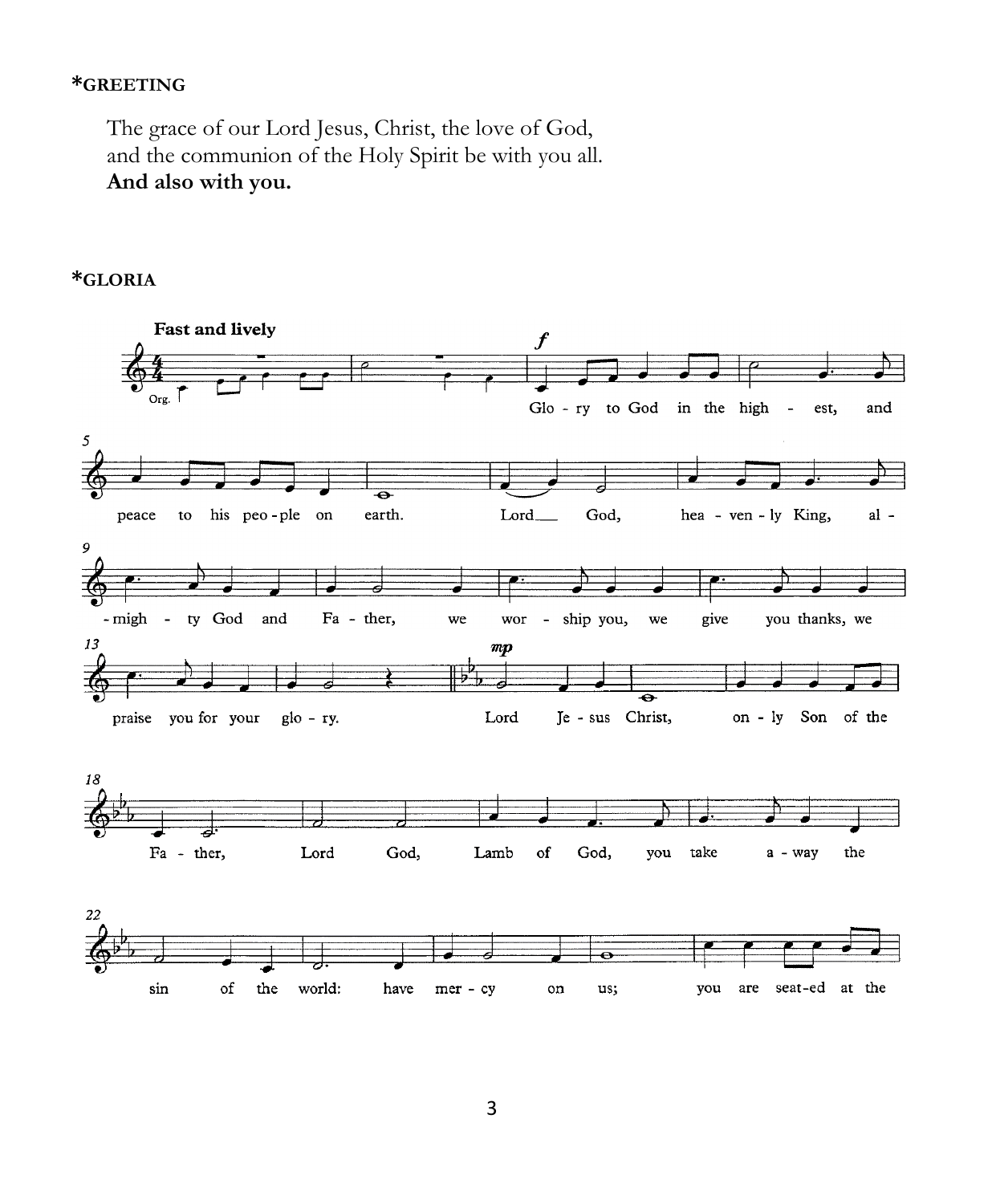## *GREETING

The grace of our Lord Jesus, Christ, the love of God,
and the communion of the Holy Spirit be with you all.
**And also with you.**

## *GLORIA

**Fast and lively**

Glo - ry to God in the high - est, and peace to his peo - ple on earth. Lord God, hea - ven - ly King, al - migh - ty God and Fa - ther, we wor - ship you, we give you thanks, we praise you for your glo - ry.

Lord Je - sus Christ, on - ly Son of the Fa - ther, Lord God, Lamb of God, you take a - way the sin of the world: have mer - cy on us; you are seat-ed at the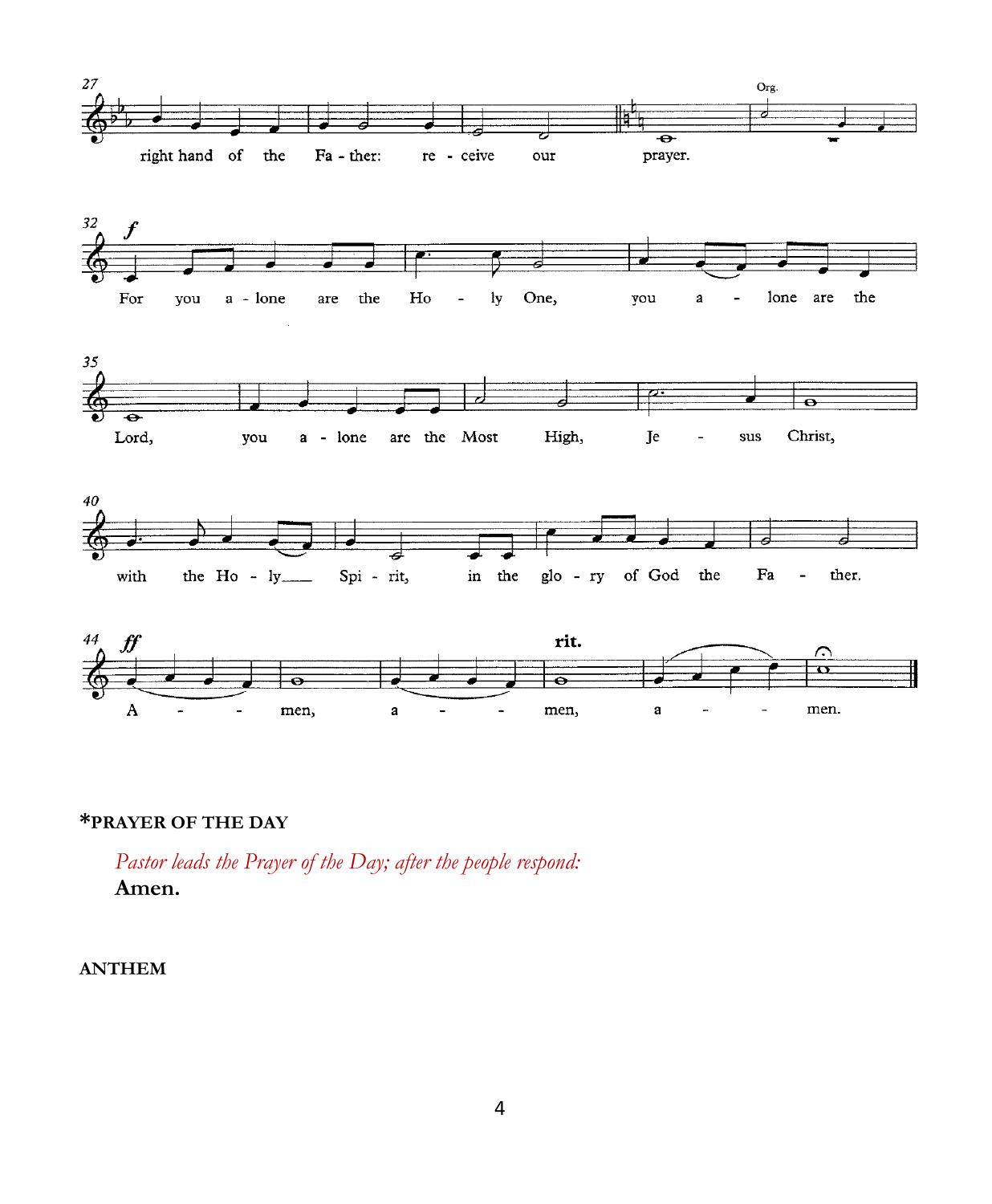right hand of the Fa - ther: re - ceive our prayer.

Org.

*f*

For you a - lone are the Ho - ly One, you a - lone are the Lord, you a - lone are the Most High, Je - sus Christ, with the Ho - ly___ Spi - rit, in the glo - ry of God the Fa - ther.

*ff* rit.

A - - men, a - - men, a - - men.

**\*PRAYER OF THE DAY**

*Pastor leads the Prayer of the Day; after the people respond:*

**Amen.**

**ANTHEM**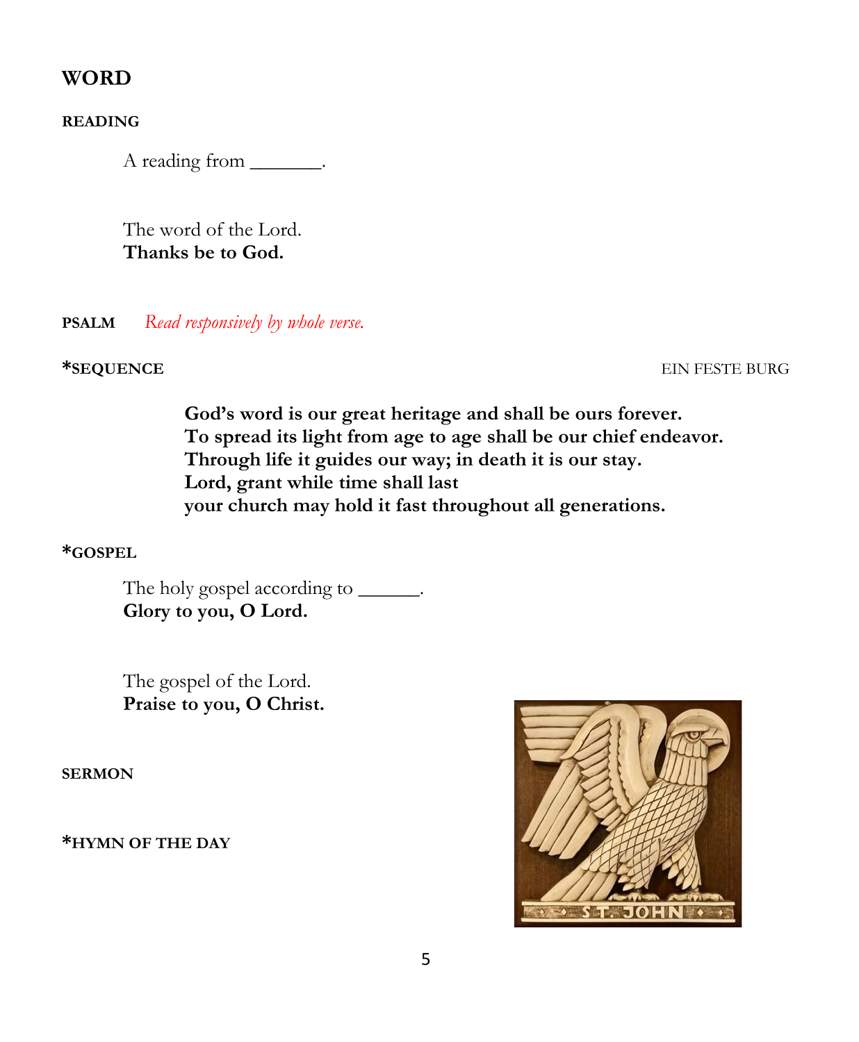# WORD

### READING

A reading from _______.

The word of the Lord.
**Thanks be to God.**

### PSALM *Read responsively by whole verse.*

### *SEQUENCE — EIN FESTE BURG

**God's word is our great heritage and shall be ours forever.**
**To spread its light from age to age shall be our chief endeavor.**
**Through life it guides our way; in death it is our stay.**
**Lord, grant while time shall last**
**your church may hold it fast throughout all generations.**

### *GOSPEL

The holy gospel according to ______.
**Glory to you, O Lord.**

The gospel of the Lord.
**Praise to you, O Christ.**

### SERMON

### *HYMN OF THE DAY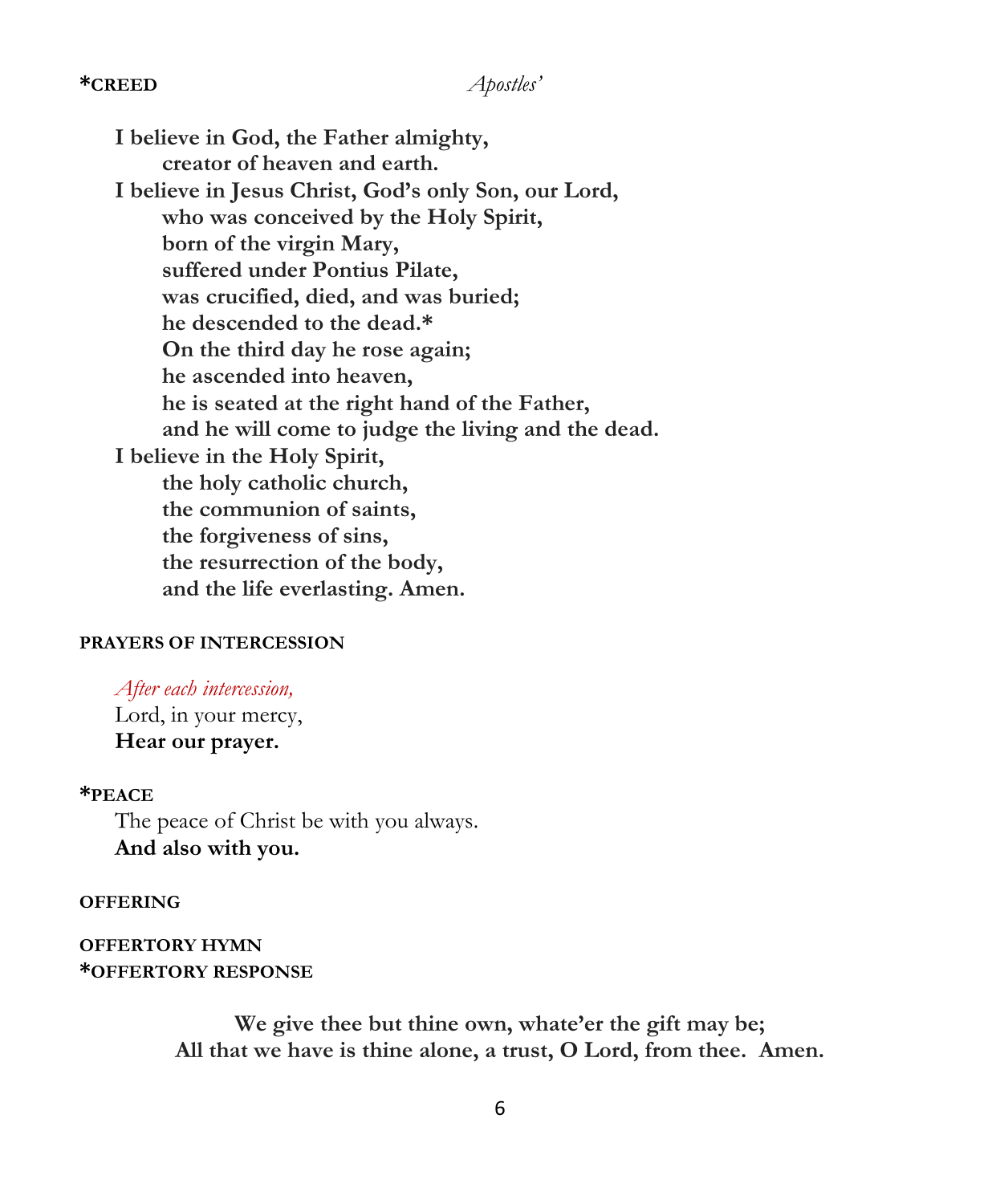**\*CREED** *Apostles'*

**I believe in God, the Father almighty,**
**creator of heaven and earth.**
**I believe in Jesus Christ, God's only Son, our Lord,**
**who was conceived by the Holy Spirit,**
**born of the virgin Mary,**
**suffered under Pontius Pilate,**
**was crucified, died, and was buried;**
**he descended to the dead.\***
**On the third day he rose again;**
**he ascended into heaven,**
**he is seated at the right hand of the Father,**
**and he will come to judge the living and the dead.**
**I believe in the Holy Spirit,**
**the holy catholic church,**
**the communion of saints,**
**the forgiveness of sins,**
**the resurrection of the body,**
**and the life everlasting. Amen.**

**PRAYERS OF INTERCESSION**

*After each intercession,*
Lord, in your mercy,
**Hear our prayer.**

**\*PEACE**

The peace of Christ be with you always.
**And also with you.**

**OFFERING**

**OFFERTORY HYMN**
**\*OFFERTORY RESPONSE**

**We give thee but thine own, whate'er the gift may be;**
**All that we have is thine alone, a trust, O Lord, from thee. Amen.**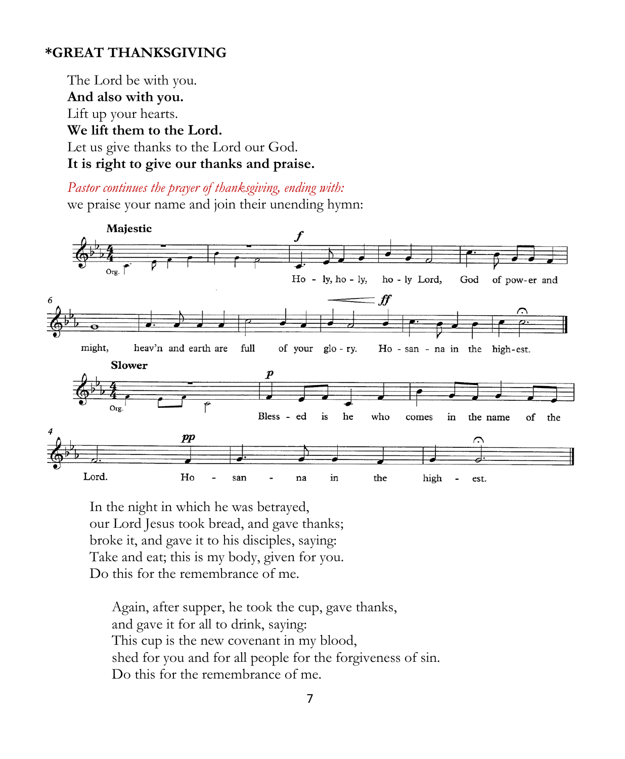## *GREAT THANKSGIVING

The Lord be with you.
**And also with you.**
Lift up your hearts.
**We lift them to the Lord.**
Let us give thanks to the Lord our God.
**It is right to give our thanks and praise.**

*Pastor continues the prayer of thanksgiving, ending with:*
we praise your name and join their unending hymn:

Majestic

Holy, holy, holy Lord, God of power and might, heav'n and earth are full of your glory. Hosanna in the highest.

Slower

Blessed is he who comes in the name of the Lord. Hosanna in the highest.

In the night in which he was betrayed,
our Lord Jesus took bread, and gave thanks;
broke it, and gave it to his disciples, saying:
Take and eat; this is my body, given for you.
Do this for the remembrance of me.

Again, after supper, he took the cup, gave thanks,
and gave it for all to drink, saying:
This cup is the new covenant in my blood,
shed for you and for all people for the forgiveness of sin.
Do this for the remembrance of me.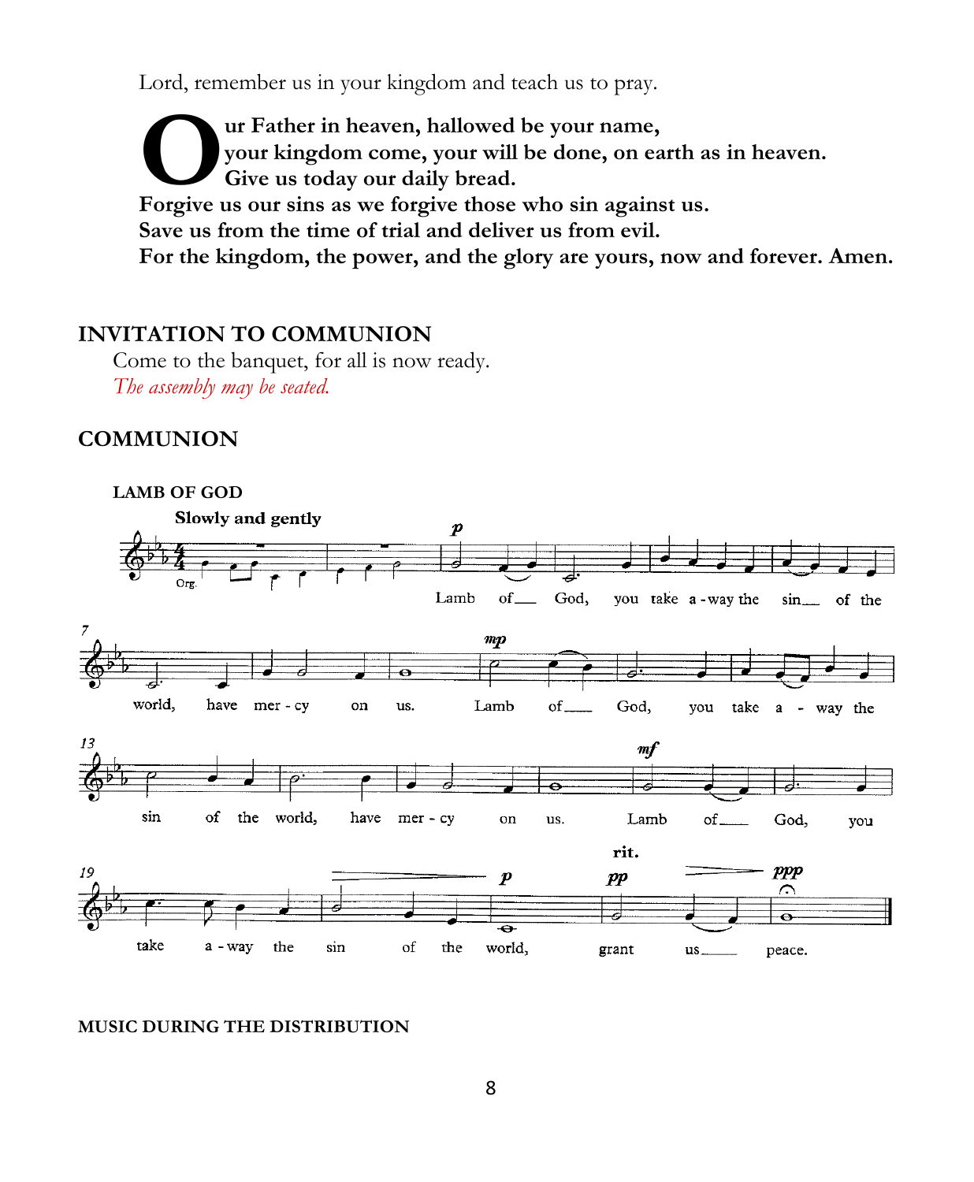Lord, remember us in your kingdom and teach us to pray.

**Our Father in heaven, hallowed be your name,**
**your kingdom come, your will be done, on earth as in heaven.**
**Give us today our daily bread.**
**Forgive us our sins as we forgive those who sin against us.**
**Save us from the time of trial and deliver us from evil.**
**For the kingdom, the power, and the glory are yours, now and forever. Amen.**

## INVITATION TO COMMUNION

Come to the banquet, for all is now ready.

*The assembly may be seated.*

## COMMUNION

### LAMB OF GOD

**Slowly and gently**

Lamb of God, you take away the sin of the world, have mercy on us.
Lamb of God, you take away the sin of the world, have mercy on us.
Lamb of God, you take away the sin of the world, grant us peace.

### MUSIC DURING THE DISTRIBUTION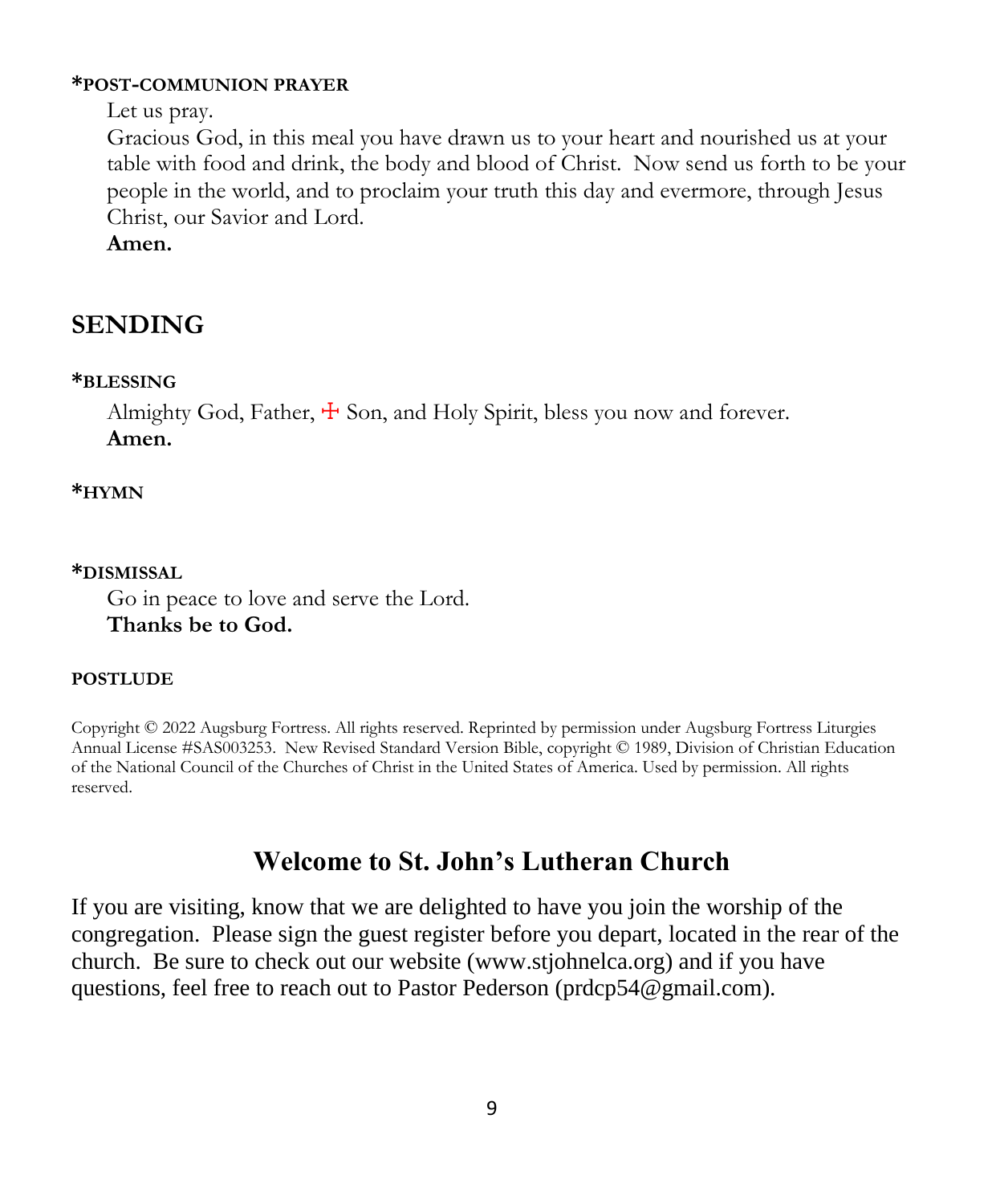**\*POST-COMMUNION PRAYER**

Let us pray.

Gracious God, in this meal you have drawn us to your heart and nourished us at your table with food and drink, the body and blood of Christ. Now send us forth to be your people in the world, and to proclaim your truth this day and evermore, through Jesus Christ, our Savior and Lord.

**Amen.**

## SENDING

**\*BLESSING**

Almighty God, Father, ☩ Son, and Holy Spirit, bless you now and forever.

**Amen.**

**\*HYMN**

**\*DISMISSAL**

Go in peace to love and serve the Lord.

**Thanks be to God.**

**POSTLUDE**

Copyright © 2022 Augsburg Fortress. All rights reserved. Reprinted by permission under Augsburg Fortress Liturgies Annual License #SAS003253. New Revised Standard Version Bible, copyright © 1989, Division of Christian Education of the National Council of the Churches of Christ in the United States of America. Used by permission. All rights reserved.

## Welcome to St. John's Lutheran Church

If you are visiting, know that we are delighted to have you join the worship of the congregation. Please sign the guest register before you depart, located in the rear of the church. Be sure to check out our website (www.stjohnelca.org) and if you have questions, feel free to reach out to Pastor Pederson (prdcp54@gmail.com).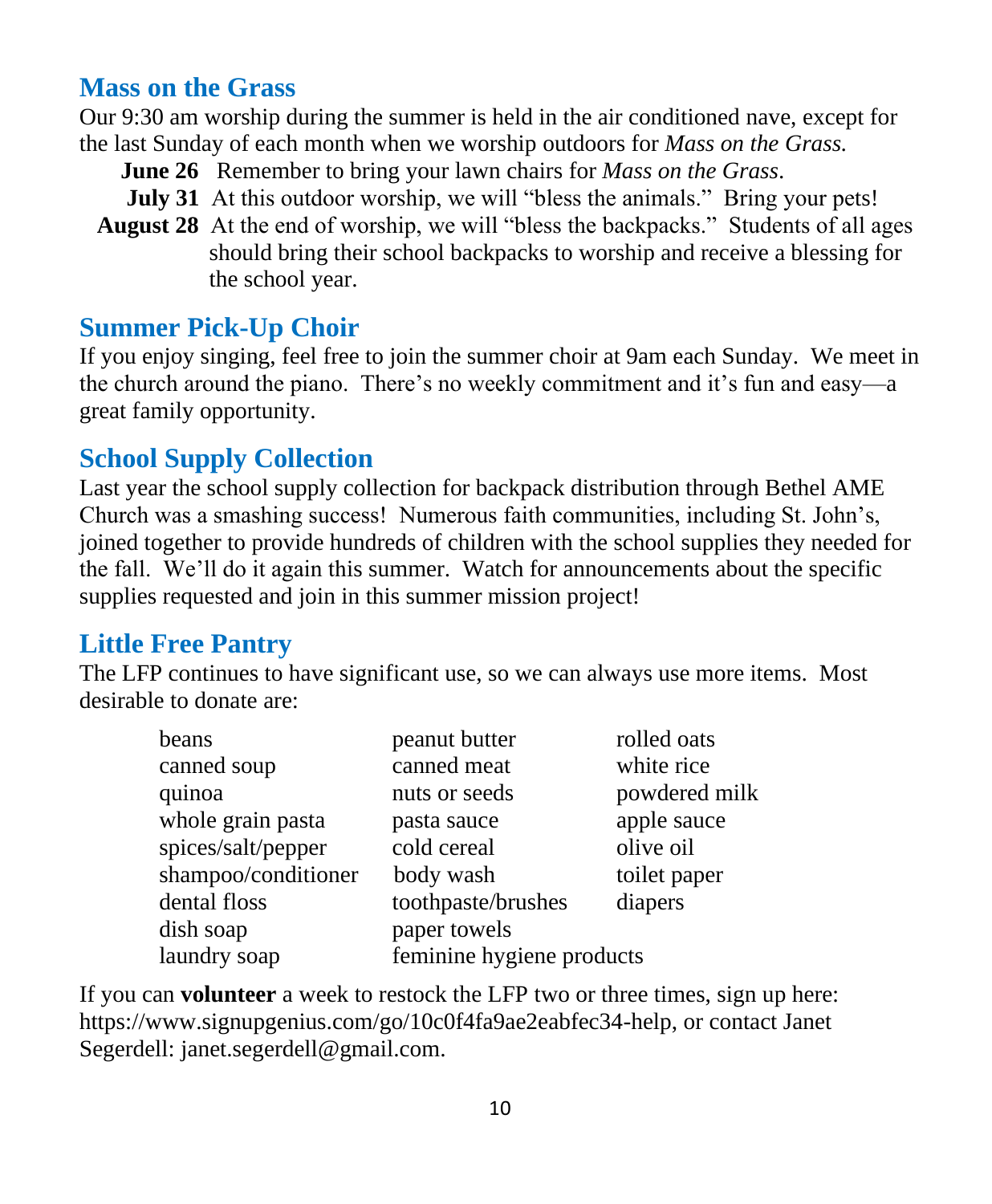## Mass on the Grass

Our 9:30 am worship during the summer is held in the air conditioned nave, except for the last Sunday of each month when we worship outdoors for *Mass on the Grass.*

**June 26** Remember to bring your lawn chairs for *Mass on the Grass*.

**July 31** At this outdoor worship, we will "bless the animals." Bring your pets!

**August 28** At the end of worship, we will "bless the backpacks." Students of all ages should bring their school backpacks to worship and receive a blessing for the school year.

## Summer Pick-Up Choir

If you enjoy singing, feel free to join the summer choir at 9am each Sunday. We meet in the church around the piano. There's no weekly commitment and it's fun and easy—a great family opportunity.

## School Supply Collection

Last year the school supply collection for backpack distribution through Bethel AME Church was a smashing success! Numerous faith communities, including St. John's, joined together to provide hundreds of children with the school supplies they needed for the fall. We'll do it again this summer. Watch for announcements about the specific supplies requested and join in this summer mission project!

## Little Free Pantry

The LFP continues to have significant use, so we can always use more items. Most desirable to donate are:

| | | |
|---|---|---|
| beans | peanut butter | rolled oats |
| canned soup | canned meat | white rice |
| quinoa | nuts or seeds | powdered milk |
| whole grain pasta | pasta sauce | apple sauce |
| spices/salt/pepper | cold cereal | olive oil |
| shampoo/conditioner | body wash | toilet paper |
| dental floss | toothpaste/brushes | diapers |
| dish soap | paper towels | |
| laundry soap | feminine hygiene products | |

If you can **volunteer** a week to restock the LFP two or three times, sign up here: https://www.signupgenius.com/go/10c0f4fa9ae2eabfec34-help, or contact Janet Segerdell: janet.segerdell@gmail.com.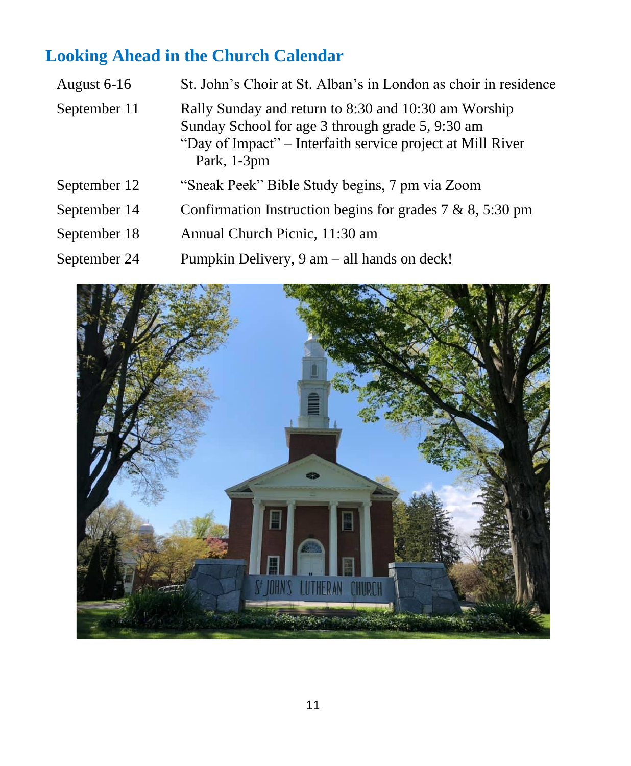## Looking Ahead in the Church Calendar

| | |
|---|---|
| August 6-16 | St. John's Choir at St. Alban's in London as choir in residence |
| September 11 | Rally Sunday and return to 8:30 and 10:30 am Worship<br>Sunday School for age 3 through grade 5, 9:30 am<br>"Day of Impact" – Interfaith service project at Mill River Park, 1-3pm |
| September 12 | "Sneak Peek" Bible Study begins, 7 pm via Zoom |
| September 14 | Confirmation Instruction begins for grades 7 & 8, 5:30 pm |
| September 18 | Annual Church Picnic, 11:30 am |
| September 24 | Pumpkin Delivery, 9 am – all hands on deck! |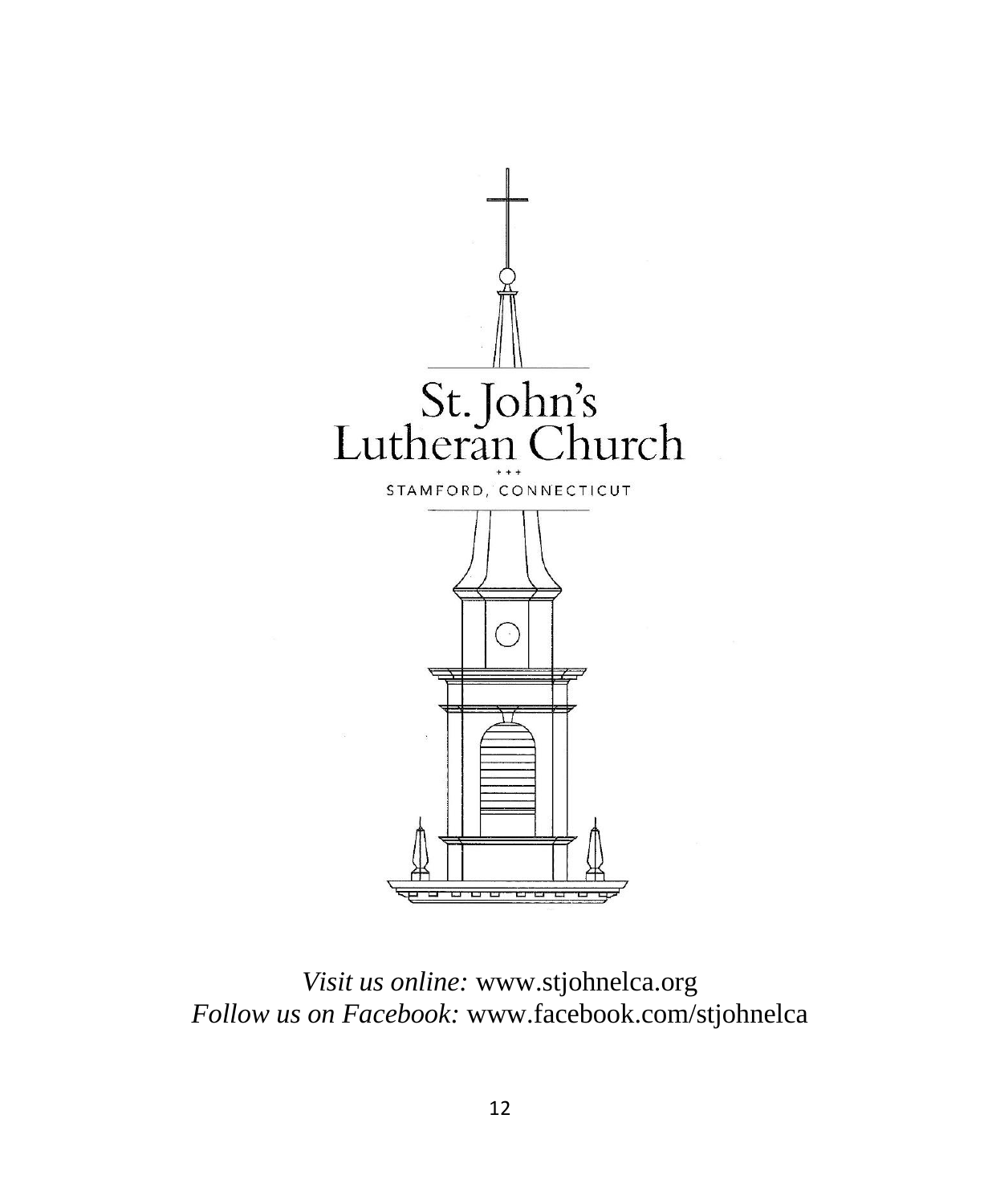St. John's
Lutheran Church

+ + +

STAMFORD, CONNECTICUT

*Visit us online:* www.stjohnelca.org
*Follow us on Facebook:* www.facebook.com/stjohnelca